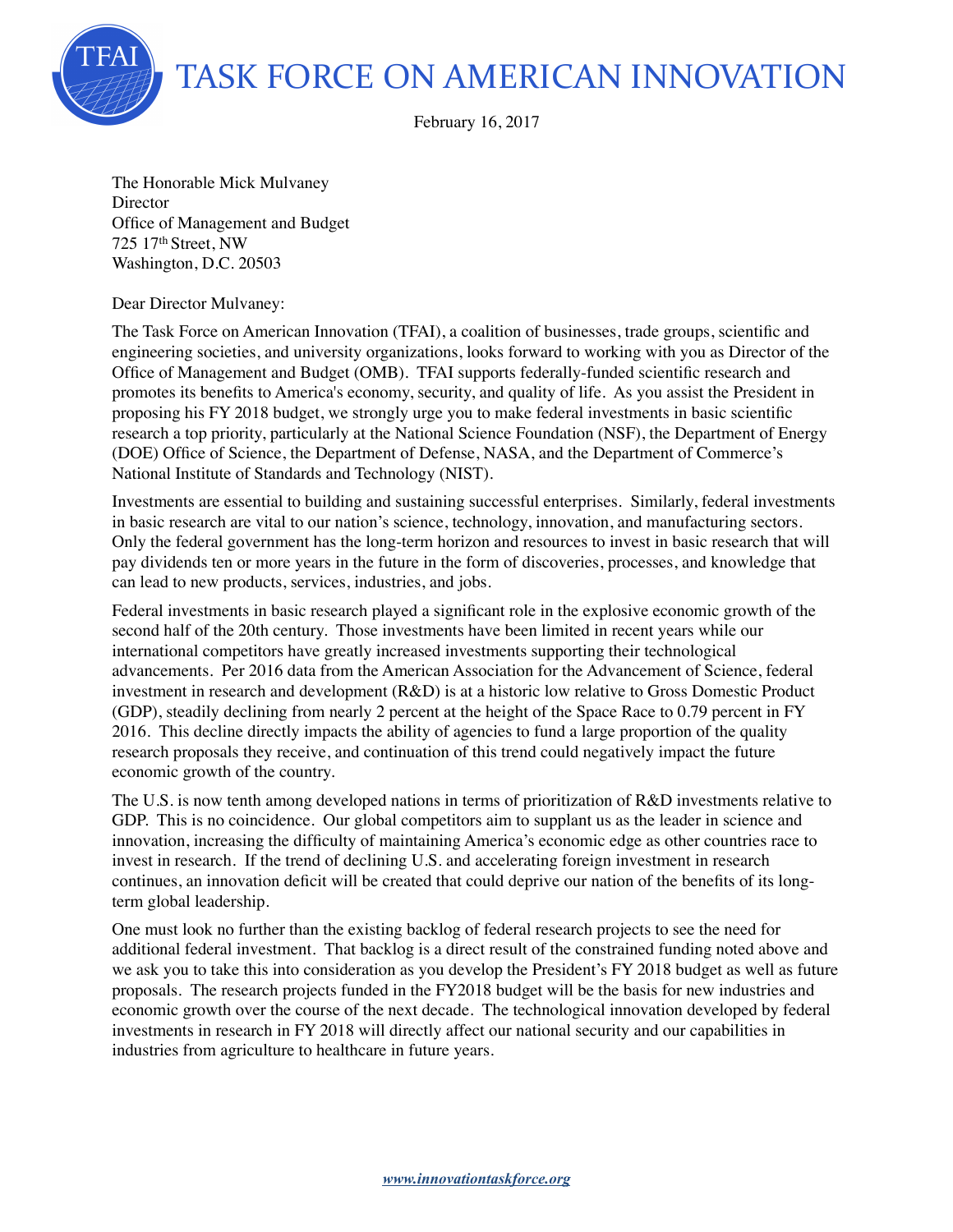# TASK FORCE ON AMERICAN INNOVATION

February 16, 2017

The Honorable Mick Mulvaney
Director
Office of Management and Budget
725 17th Street, NW
Washington, D.C. 20503

Dear Director Mulvaney:

The Task Force on American Innovation (TFAI), a coalition of businesses, trade groups, scientific and engineering societies, and university organizations, looks forward to working with you as Director of the Office of Management and Budget (OMB). TFAI supports federally-funded scientific research and promotes its benefits to America's economy, security, and quality of life. As you assist the President in proposing his FY 2018 budget, we strongly urge you to make federal investments in basic scientific research a top priority, particularly at the National Science Foundation (NSF), the Department of Energy (DOE) Office of Science, the Department of Defense, NASA, and the Department of Commerce's National Institute of Standards and Technology (NIST).

Investments are essential to building and sustaining successful enterprises. Similarly, federal investments in basic research are vital to our nation's science, technology, innovation, and manufacturing sectors. Only the federal government has the long-term horizon and resources to invest in basic research that will pay dividends ten or more years in the future in the form of discoveries, processes, and knowledge that can lead to new products, services, industries, and jobs.

Federal investments in basic research played a significant role in the explosive economic growth of the second half of the 20th century. Those investments have been limited in recent years while our international competitors have greatly increased investments supporting their technological advancements. Per 2016 data from the American Association for the Advancement of Science, federal investment in research and development (R&D) is at a historic low relative to Gross Domestic Product (GDP), steadily declining from nearly 2 percent at the height of the Space Race to 0.79 percent in FY 2016. This decline directly impacts the ability of agencies to fund a large proportion of the quality research proposals they receive, and continuation of this trend could negatively impact the future economic growth of the country.

The U.S. is now tenth among developed nations in terms of prioritization of R&D investments relative to GDP. This is no coincidence. Our global competitors aim to supplant us as the leader in science and innovation, increasing the difficulty of maintaining America's economic edge as other countries race to invest in research. If the trend of declining U.S. and accelerating foreign investment in research continues, an innovation deficit will be created that could deprive our nation of the benefits of its long-term global leadership.

One must look no further than the existing backlog of federal research projects to see the need for additional federal investment. That backlog is a direct result of the constrained funding noted above and we ask you to take this into consideration as you develop the President's FY 2018 budget as well as future proposals. The research projects funded in the FY2018 budget will be the basis for new industries and economic growth over the course of the next decade. The technological innovation developed by federal investments in research in FY 2018 will directly affect our national security and our capabilities in industries from agriculture to healthcare in future years.

*www.innovationtaskforce.org*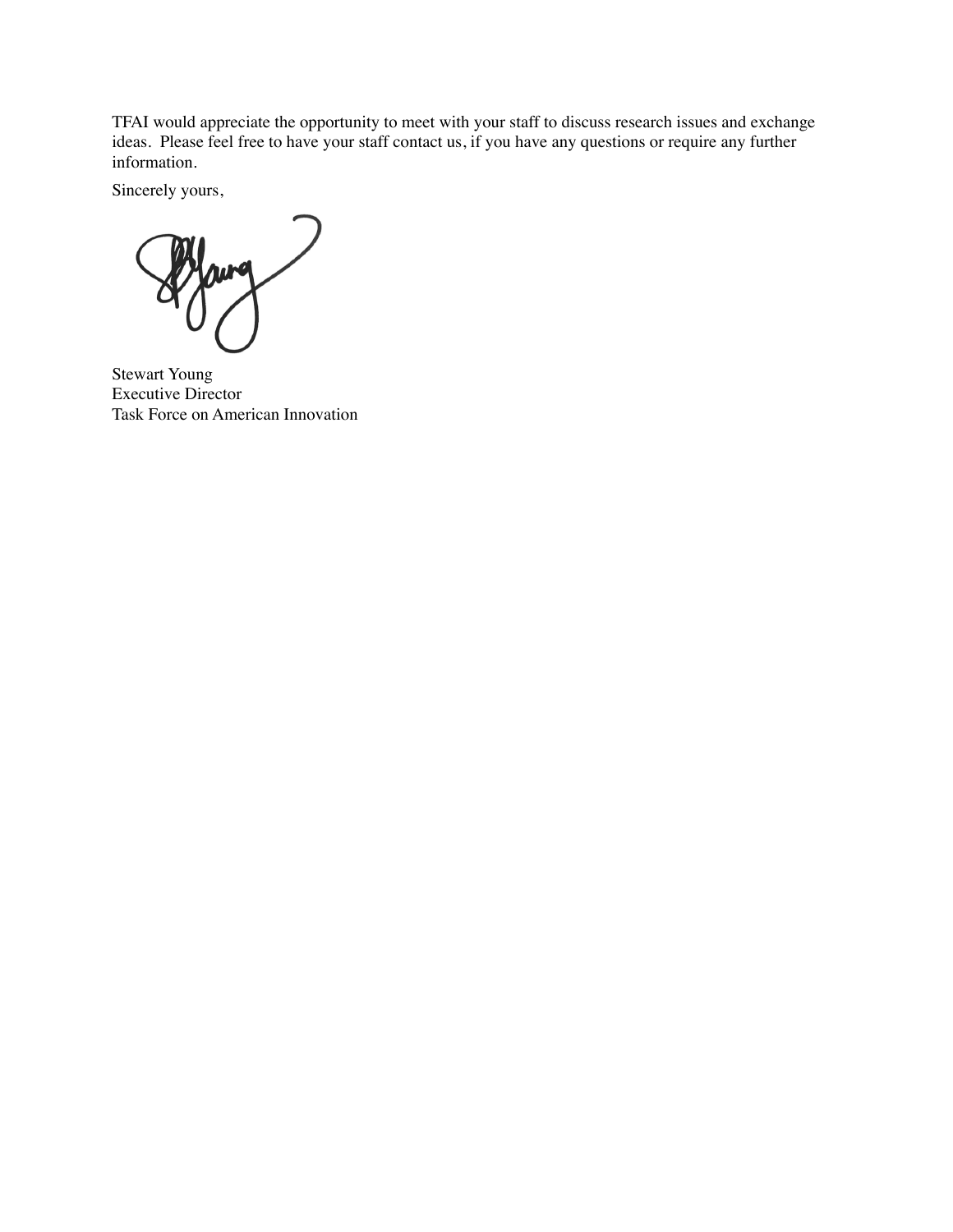TFAI would appreciate the opportunity to meet with your staff to discuss research issues and exchange ideas. Please feel free to have your staff contact us, if you have any questions or require any further information.

Sincerely yours,

Stewart Young
Executive Director
Task Force on American Innovation